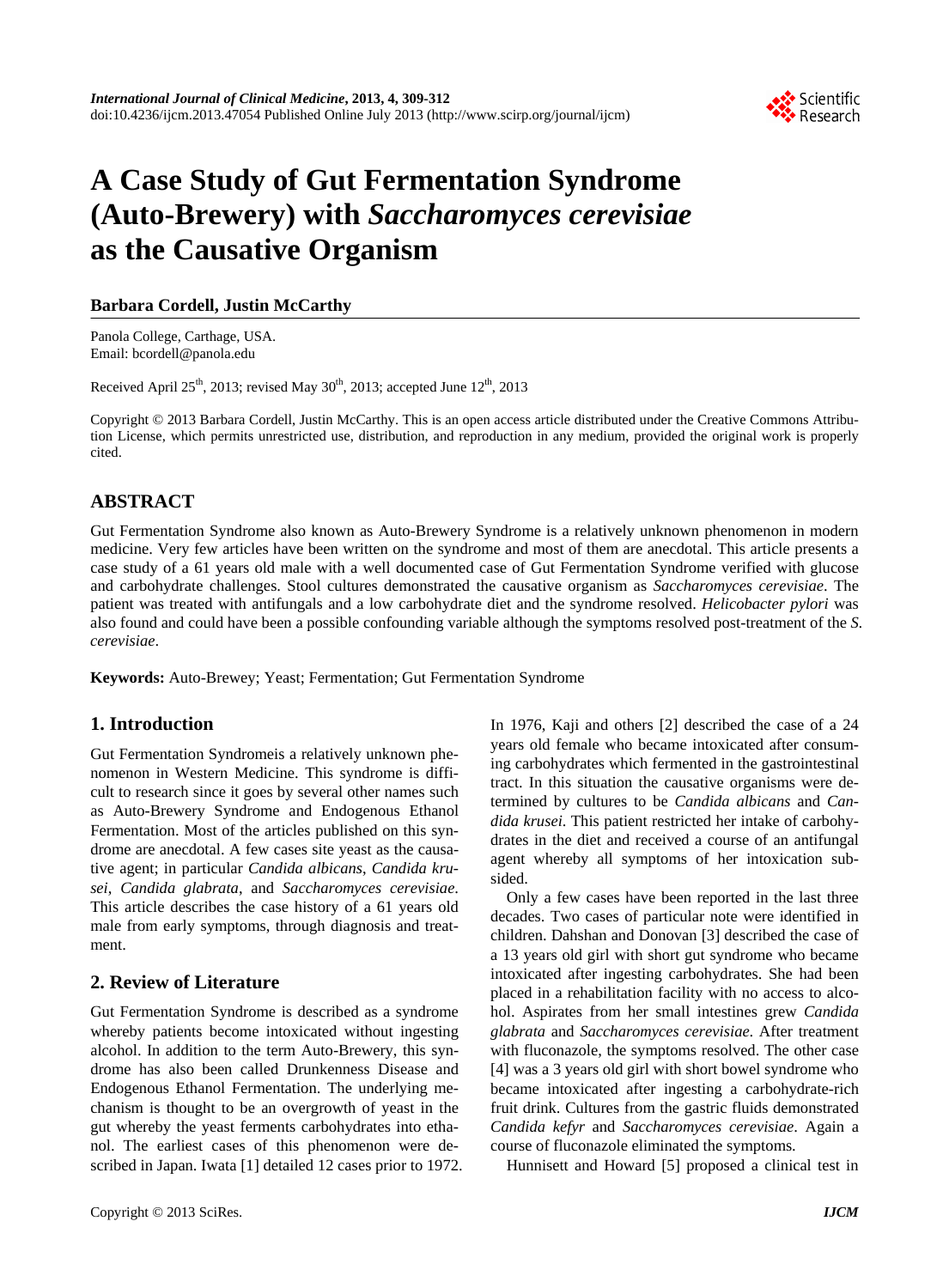# A Case Study of Gut Fermentation Syndrome (Auto-Brewery) with *Saccharomyces cerevisiae* as the Causative Organism

**Barbara Cordell, Justin McCarthy**

Panola College, Carthage, USA.
Email: bcordell@panola.edu

Received April 25th, 2013; revised May 30th, 2013; accepted June 12th, 2013

Copyright © 2013 Barbara Cordell, Justin McCarthy. This is an open access article distributed under the Creative Commons Attribution License, which permits unrestricted use, distribution, and reproduction in any medium, provided the original work is properly cited.

## ABSTRACT

Gut Fermentation Syndrome also known as Auto-Brewery Syndrome is a relatively unknown phenomenon in modern medicine. Very few articles have been written on the syndrome and most of them are anecdotal. This article presents a case study of a 61 years old male with a well documented case of Gut Fermentation Syndrome verified with glucose and carbohydrate challenges. Stool cultures demonstrated the causative organism as *Saccharomyces cerevisiae*. The patient was treated with antifungals and a low carbohydrate diet and the syndrome resolved. *Helicobacter pylori* was also found and could have been a possible confounding variable although the symptoms resolved post-treatment of the *S. cerevisiae*.

**Keywords:** Auto-Brewey; Yeast; Fermentation; Gut Fermentation Syndrome

## 1. Introduction

Gut Fermentation Syndromeis a relatively unknown phenomenon in Western Medicine. This syndrome is difficult to research since it goes by several other names such as Auto-Brewery Syndrome and Endogenous Ethanol Fermentation. Most of the articles published on this syndrome are anecdotal. A few cases site yeast as the causative agent; in particular *Candida albicans*, *Candida krusei*, *Candida glabrata*, and *Saccharomyces cerevisiae*. This article describes the case history of a 61 years old male from early symptoms, through diagnosis and treatment.

## 2. Review of Literature

Gut Fermentation Syndrome is described as a syndrome whereby patients become intoxicated without ingesting alcohol. In addition to the term Auto-Brewery, this syndrome has also been called Drunkenness Disease and Endogenous Ethanol Fermentation. The underlying mechanism is thought to be an overgrowth of yeast in the gut whereby the yeast ferments carbohydrates into ethanol. The earliest cases of this phenomenon were described in Japan. Iwata [1] detailed 12 cases prior to 1972. In 1976, Kaji and others [2] described the case of a 24 years old female who became intoxicated after consuming carbohydrates which fermented in the gastrointestinal tract. In this situation the causative organisms were determined by cultures to be *Candida albicans* and *Candida krusei*. This patient restricted her intake of carbohydrates in the diet and received a course of an antifungal agent whereby all symptoms of her intoxication subsided.

Only a few cases have been reported in the last three decades. Two cases of particular note were identified in children. Dahshan and Donovan [3] described the case of a 13 years old girl with short gut syndrome who became intoxicated after ingesting carbohydrates. She had been placed in a rehabilitation facility with no access to alcohol. Aspirates from her small intestines grew *Candida glabrata* and *Saccharomyces cerevisiae*. After treatment with fluconazole, the symptoms resolved. The other case [4] was a 3 years old girl with short bowel syndrome who became intoxicated after ingesting a carbohydrate-rich fruit drink. Cultures from the gastric fluids demonstrated *Candida kefyr* and *Saccharomyces cerevisiae*. Again a course of fluconazole eliminated the symptoms.

Hunnisett and Howard [5] proposed a clinical test in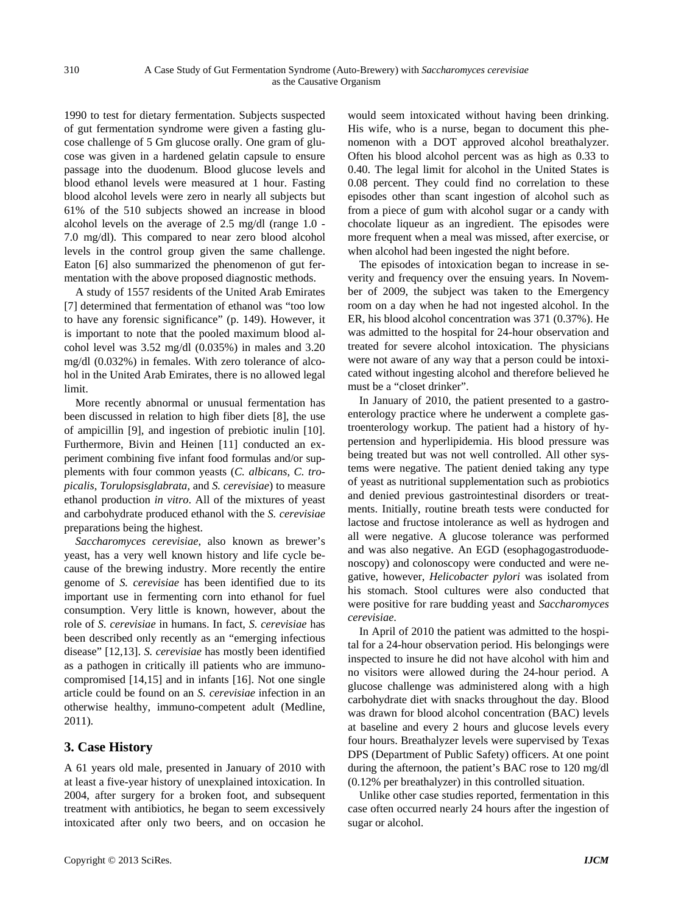1990 to test for dietary fermentation. Subjects suspected of gut fermentation syndrome were given a fasting glucose challenge of 5 Gm glucose orally. One gram of glucose was given in a hardened gelatin capsule to ensure passage into the duodenum. Blood glucose levels and blood ethanol levels were measured at 1 hour. Fasting blood alcohol levels were zero in nearly all subjects but 61% of the 510 subjects showed an increase in blood alcohol levels on the average of 2.5 mg/dl (range 1.0 - 7.0 mg/dl). This compared to near zero blood alcohol levels in the control group given the same challenge. Eaton [6] also summarized the phenomenon of gut fermentation with the above proposed diagnostic methods.

A study of 1557 residents of the United Arab Emirates [7] determined that fermentation of ethanol was "too low to have any forensic significance" (p. 149). However, it is important to note that the pooled maximum blood alcohol level was 3.52 mg/dl (0.035%) in males and 3.20 mg/dl (0.032%) in females. With zero tolerance of alcohol in the United Arab Emirates, there is no allowed legal limit.

More recently abnormal or unusual fermentation has been discussed in relation to high fiber diets [8], the use of ampicillin [9], and ingestion of prebiotic inulin [10]. Furthermore, Bivin and Heinen [11] conducted an experiment combining five infant food formulas and/or supplements with four common yeasts (*C. albicans*, *C. tropicalis*, *Torulopsisglabrata*, and *S. cerevisiae*) to measure ethanol production *in vitro*. All of the mixtures of yeast and carbohydrate produced ethanol with the *S. cerevisiae* preparations being the highest.

*Saccharomyces cerevisiae*, also known as brewer's yeast, has a very well known history and life cycle because of the brewing industry. More recently the entire genome of *S. cerevisiae* has been identified due to its important use in fermenting corn into ethanol for fuel consumption. Very little is known, however, about the role of *S. cerevisiae* in humans. In fact, *S. cerevisiae* has been described only recently as an "emerging infectious disease" [12,13]. *S. cerevisiae* has mostly been identified as a pathogen in critically ill patients who are immunocompromised [14,15] and in infants [16]. Not one single article could be found on an *S. cerevisiae* infection in an otherwise healthy, immuno-competent adult (Medline, 2011).

## 3. Case History

A 61 years old male, presented in January of 2010 with at least a five-year history of unexplained intoxication. In 2004, after surgery for a broken foot, and subsequent treatment with antibiotics, he began to seem excessively intoxicated after only two beers, and on occasion he would seem intoxicated without having been drinking. His wife, who is a nurse, began to document this phenomenon with a DOT approved alcohol breathalyzer. Often his blood alcohol percent was as high as 0.33 to 0.40. The legal limit for alcohol in the United States is 0.08 percent. They could find no correlation to these episodes other than scant ingestion of alcohol such as from a piece of gum with alcohol sugar or a candy with chocolate liqueur as an ingredient. The episodes were more frequent when a meal was missed, after exercise, or when alcohol had been ingested the night before.

The episodes of intoxication began to increase in severity and frequency over the ensuing years. In November of 2009, the subject was taken to the Emergency room on a day when he had not ingested alcohol. In the ER, his blood alcohol concentration was 371 (0.37%). He was admitted to the hospital for 24-hour observation and treated for severe alcohol intoxication. The physicians were not aware of any way that a person could be intoxicated without ingesting alcohol and therefore believed he must be a "closet drinker".

In January of 2010, the patient presented to a gastroenterology practice where he underwent a complete gastroenterology workup. The patient had a history of hypertension and hyperlipidemia. His blood pressure was being treated but was not well controlled. All other systems were negative. The patient denied taking any type of yeast as nutritional supplementation such as probiotics and denied previous gastrointestinal disorders or treatments. Initially, routine breath tests were conducted for lactose and fructose intolerance as well as hydrogen and all were negative. A glucose tolerance was performed and was also negative. An EGD (esophagogastroduodenoscopy) and colonoscopy were conducted and were negative, however, *Helicobacter pylori* was isolated from his stomach. Stool cultures were also conducted that were positive for rare budding yeast and *Saccharomyces cerevisiae*.

In April of 2010 the patient was admitted to the hospital for a 24-hour observation period. His belongings were inspected to insure he did not have alcohol with him and no visitors were allowed during the 24-hour period. A glucose challenge was administered along with a high carbohydrate diet with snacks throughout the day. Blood was drawn for blood alcohol concentration (BAC) levels at baseline and every 2 hours and glucose levels every four hours. Breathalyzer levels were supervised by Texas DPS (Department of Public Safety) officers. At one point during the afternoon, the patient's BAC rose to 120 mg/dl (0.12% per breathalyzer) in this controlled situation.

Unlike other case studies reported, fermentation in this case often occurred nearly 24 hours after the ingestion of sugar or alcohol.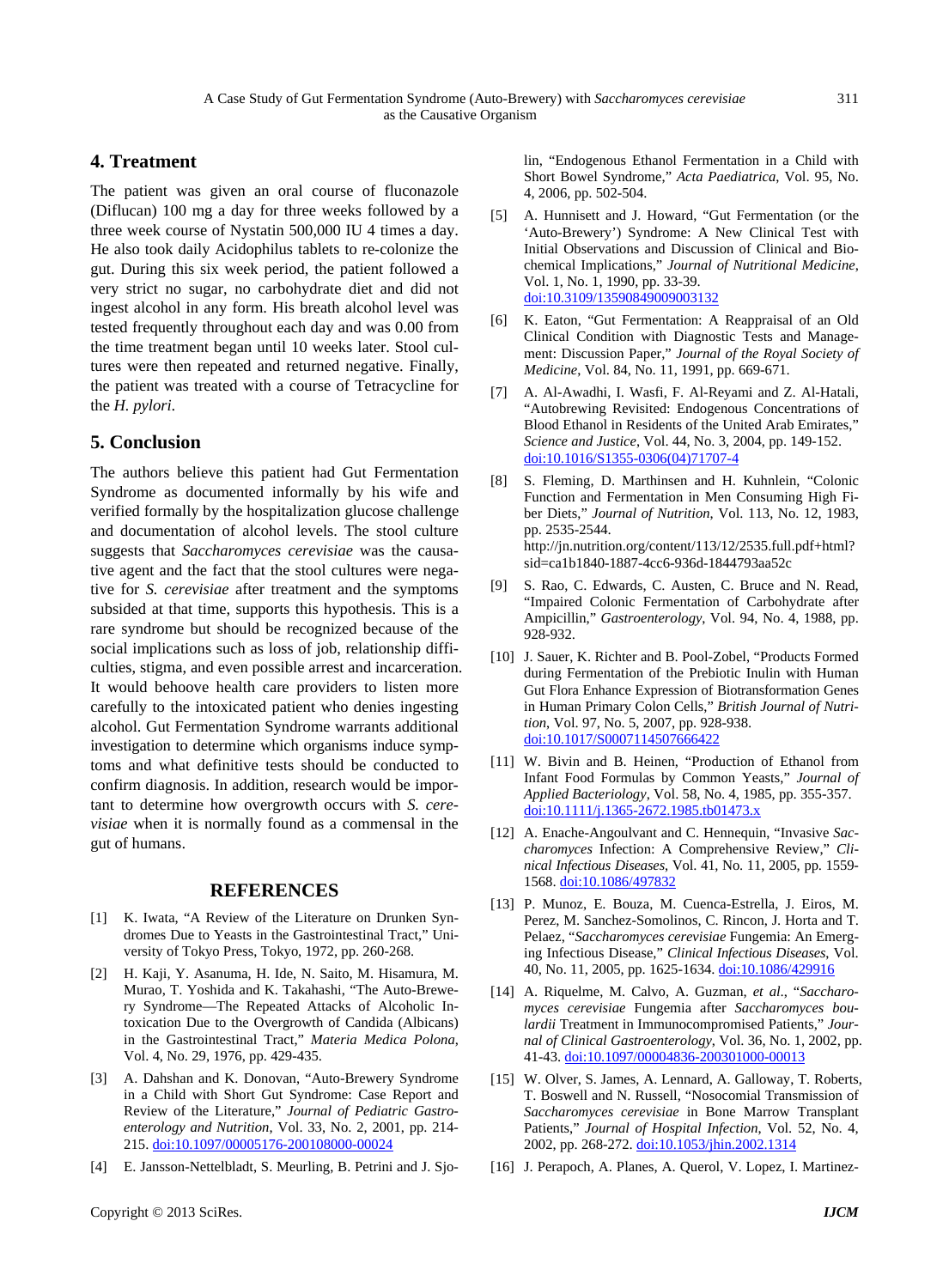## 4. Treatment

The patient was given an oral course of fluconazole (Diflucan) 100 mg a day for three weeks followed by a three week course of Nystatin 500,000 IU 4 times a day. He also took daily Acidophilus tablets to re-colonize the gut. During this six week period, the patient followed a very strict no sugar, no carbohydrate diet and did not ingest alcohol in any form. His breath alcohol level was tested frequently throughout each day and was 0.00 from the time treatment began until 10 weeks later. Stool cultures were then repeated and returned negative. Finally, the patient was treated with a course of Tetracycline for the *H. pylori*.

## 5. Conclusion

The authors believe this patient had Gut Fermentation Syndrome as documented informally by his wife and verified formally by the hospitalization glucose challenge and documentation of alcohol levels. The stool culture suggests that *Saccharomyces cerevisiae* was the causative agent and the fact that the stool cultures were negative for *S. cerevisiae* after treatment and the symptoms subsided at that time, supports this hypothesis. This is a rare syndrome but should be recognized because of the social implications such as loss of job, relationship difficulties, stigma, and even possible arrest and incarceration. It would behoove health care providers to listen more carefully to the intoxicated patient who denies ingesting alcohol. Gut Fermentation Syndrome warrants additional investigation to determine which organisms induce symptoms and what definitive tests should be conducted to confirm diagnosis. In addition, research would be important to determine how overgrowth occurs with *S. cerevisiae* when it is normally found as a commensal in the gut of humans.

## REFERENCES

[1] K. Iwata, "A Review of the Literature on Drunken Syndromes Due to Yeasts in the Gastrointestinal Tract," University of Tokyo Press, Tokyo, 1972, pp. 260-268.

[2] H. Kaji, Y. Asanuma, H. Ide, N. Saito, M. Hisamura, M. Murao, T. Yoshida and K. Takahashi, "The Auto-Brewery Syndrome—The Repeated Attacks of Alcoholic Intoxication Due to the Overgrowth of Candida (Albicans) in the Gastrointestinal Tract," *Materia Medica Polona*, Vol. 4, No. 29, 1976, pp. 429-435.

[3] A. Dahshan and K. Donovan, "Auto-Brewery Syndrome in a Child with Short Gut Syndrome: Case Report and Review of the Literature," *Journal of Pediatric Gastroenterology and Nutrition*, Vol. 33, No. 2, 2001, pp. 214-215. doi:10.1097/00005176-200108000-00024

[4] E. Jansson-Nettelbladt, S. Meurling, B. Petrini and J. Sjolin, "Endogenous Ethanol Fermentation in a Child with Short Bowel Syndrome," *Acta Paediatrica*, Vol. 95, No. 4, 2006, pp. 502-504.

[5] A. Hunnisett and J. Howard, "Gut Fermentation (or the 'Auto-Brewery') Syndrome: A New Clinical Test with Initial Observations and Discussion of Clinical and Biochemical Implications," *Journal of Nutritional Medicine*, Vol. 1, No. 1, 1990, pp. 33-39. doi:10.3109/13590849009003132

[6] K. Eaton, "Gut Fermentation: A Reappraisal of an Old Clinical Condition with Diagnostic Tests and Management: Discussion Paper," *Journal of the Royal Society of Medicine*, Vol. 84, No. 11, 1991, pp. 669-671.

[7] A. Al-Awadhi, I. Wasfi, F. Al-Reyami and Z. Al-Hatali, "Autobrewing Revisited: Endogenous Concentrations of Blood Ethanol in Residents of the United Arab Emirates," *Science and Justice*, Vol. 44, No. 3, 2004, pp. 149-152. doi:10.1016/S1355-0306(04)71707-4

[8] S. Fleming, D. Marthinsen and H. Kuhnlein, "Colonic Function and Fermentation in Men Consuming High Fiber Diets," *Journal of Nutrition*, Vol. 113, No. 12, 1983, pp. 2535-2544. http://jn.nutrition.org/content/113/12/2535.full.pdf+html?sid=ca1b1840-1887-4cc6-936d-1844793aa52c

[9] S. Rao, C. Edwards, C. Austen, C. Bruce and N. Read, "Impaired Colonic Fermentation of Carbohydrate after Ampicillin," *Gastroenterology*, Vol. 94, No. 4, 1988, pp. 928-932.

[10] J. Sauer, K. Richter and B. Pool-Zobel, "Products Formed during Fermentation of the Prebiotic Inulin with Human Gut Flora Enhance Expression of Biotransformation Genes in Human Primary Colon Cells," *British Journal of Nutrition*, Vol. 97, No. 5, 2007, pp. 928-938. doi:10.1017/S0007114507666422

[11] W. Bivin and B. Heinen, "Production of Ethanol from Infant Food Formulas by Common Yeasts," *Journal of Applied Bacteriology*, Vol. 58, No. 4, 1985, pp. 355-357. doi:10.1111/j.1365-2672.1985.tb01473.x

[12] A. Enache-Angoulvant and C. Hennequin, "Invasive *Saccharomyces* Infection: A Comprehensive Review," *Clinical Infectious Diseases*, Vol. 41, No. 11, 2005, pp. 1559-1568. doi:10.1086/497832

[13] P. Munoz, E. Bouza, M. Cuenca-Estrella, J. Eiros, M. Perez, M. Sanchez-Somolinos, C. Rincon, J. Horta and T. Pelaez, "*Saccharomyces cerevisiae* Fungemia: An Emerging Infectious Disease," *Clinical Infectious Diseases*, Vol. 40, No. 11, 2005, pp. 1625-1634. doi:10.1086/429916

[14] A. Riquelme, M. Calvo, A. Guzman, *et al*., "*Saccharomyces cerevisiae* Fungemia after *Saccharomyces boulardii* Treatment in Immunocompromised Patients," *Journal of Clinical Gastroenterology*, Vol. 36, No. 1, 2002, pp. 41-43. doi:10.1097/00004836-200301000-00013

[15] W. Olver, S. James, A. Lennard, A. Galloway, T. Roberts, T. Boswell and N. Russell, "Nosocomial Transmission of *Saccharomyces cerevisiae* in Bone Marrow Transplant Patients," *Journal of Hospital Infection*, Vol. 52, No. 4, 2002, pp. 268-272. doi:10.1053/jhin.2002.1314

[16] J. Perapoch, A. Planes, A. Querol, V. Lopez, I. Martinez-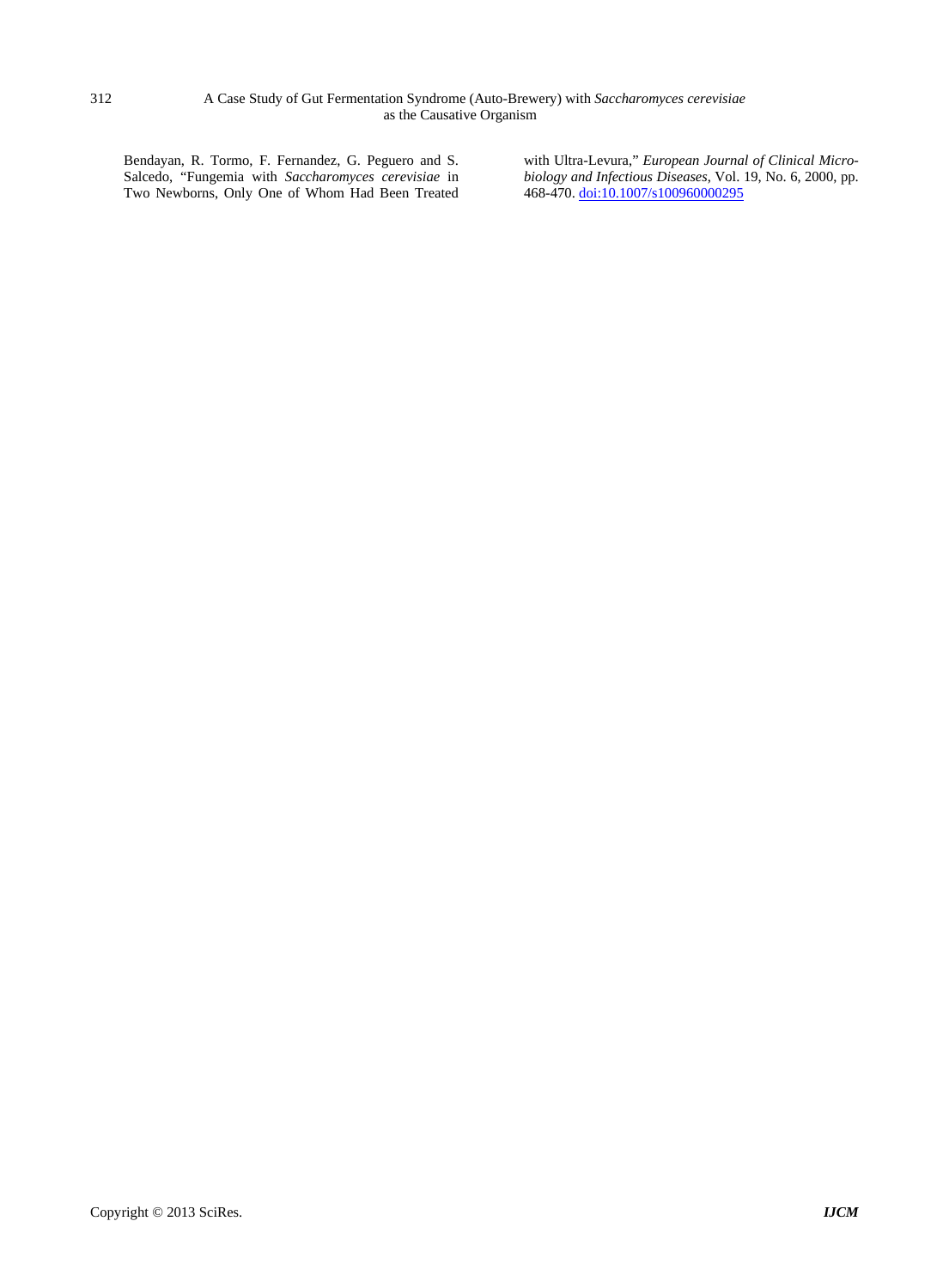Bendayan, R. Tormo, F. Fernandez, G. Peguero and S. Salcedo, "Fungemia with *Saccharomyces cerevisiae* in Two Newborns, Only One of Whom Had Been Treated with Ultra-Levura," *European Journal of Clinical Microbiology and Infectious Diseases*, Vol. 19, No. 6, 2000, pp. 468-470. doi:10.1007/s100960000295